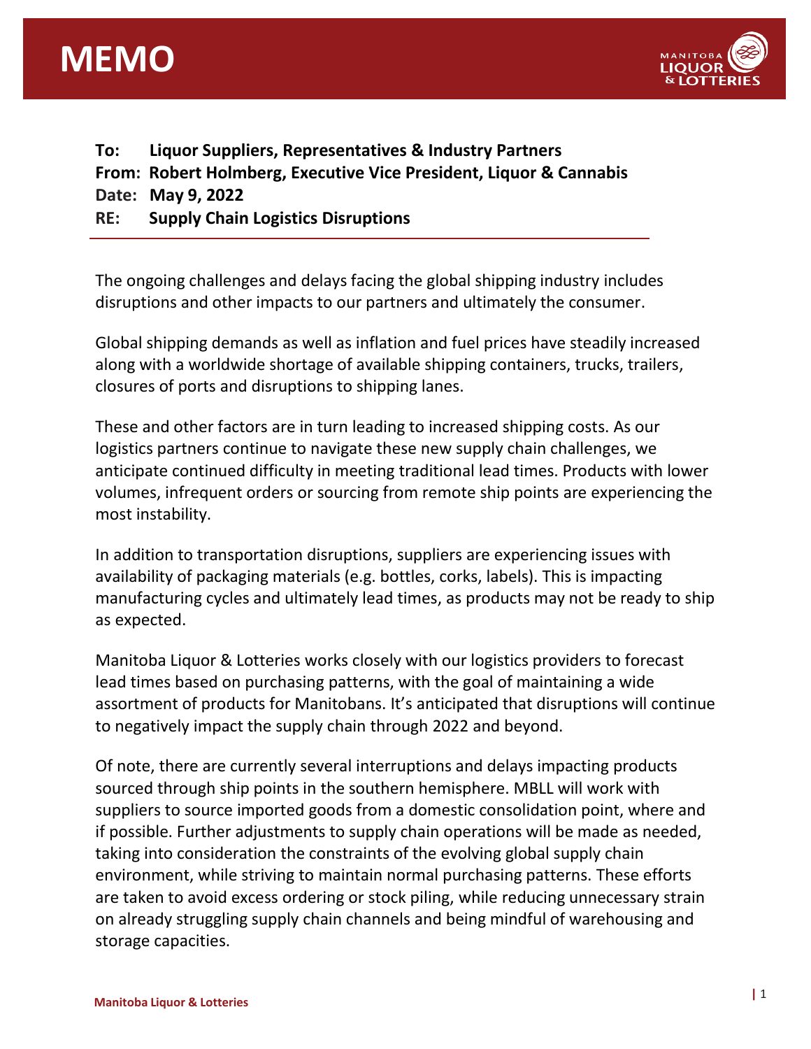# MEMO

**To:** Liquor Suppliers, Representatives & Industry Partners
**From:** Robert Holmberg, Executive Vice President, Liquor & Cannabis
**Date:** May 9, 2022
**RE:** Supply Chain Logistics Disruptions

---

The ongoing challenges and delays facing the global shipping industry includes disruptions and other impacts to our partners and ultimately the consumer.

Global shipping demands as well as inflation and fuel prices have steadily increased along with a worldwide shortage of available shipping containers, trucks, trailers, closures of ports and disruptions to shipping lanes.

These and other factors are in turn leading to increased shipping costs. As our logistics partners continue to navigate these new supply chain challenges, we anticipate continued difficulty in meeting traditional lead times. Products with lower volumes, infrequent orders or sourcing from remote ship points are experiencing the most instability.

In addition to transportation disruptions, suppliers are experiencing issues with availability of packaging materials (e.g. bottles, corks, labels). This is impacting manufacturing cycles and ultimately lead times, as products may not be ready to ship as expected.

Manitoba Liquor & Lotteries works closely with our logistics providers to forecast lead times based on purchasing patterns, with the goal of maintaining a wide assortment of products for Manitobans. It's anticipated that disruptions will continue to negatively impact the supply chain through 2022 and beyond.

Of note, there are currently several interruptions and delays impacting products sourced through ship points in the southern hemisphere. MBLL will work with suppliers to source imported goods from a domestic consolidation point, where and if possible. Further adjustments to supply chain operations will be made as needed, taking into consideration the constraints of the evolving global supply chain environment, while striving to maintain normal purchasing patterns. These efforts are taken to avoid excess ordering or stock piling, while reducing unnecessary strain on already struggling supply chain channels and being mindful of warehousing and storage capacities.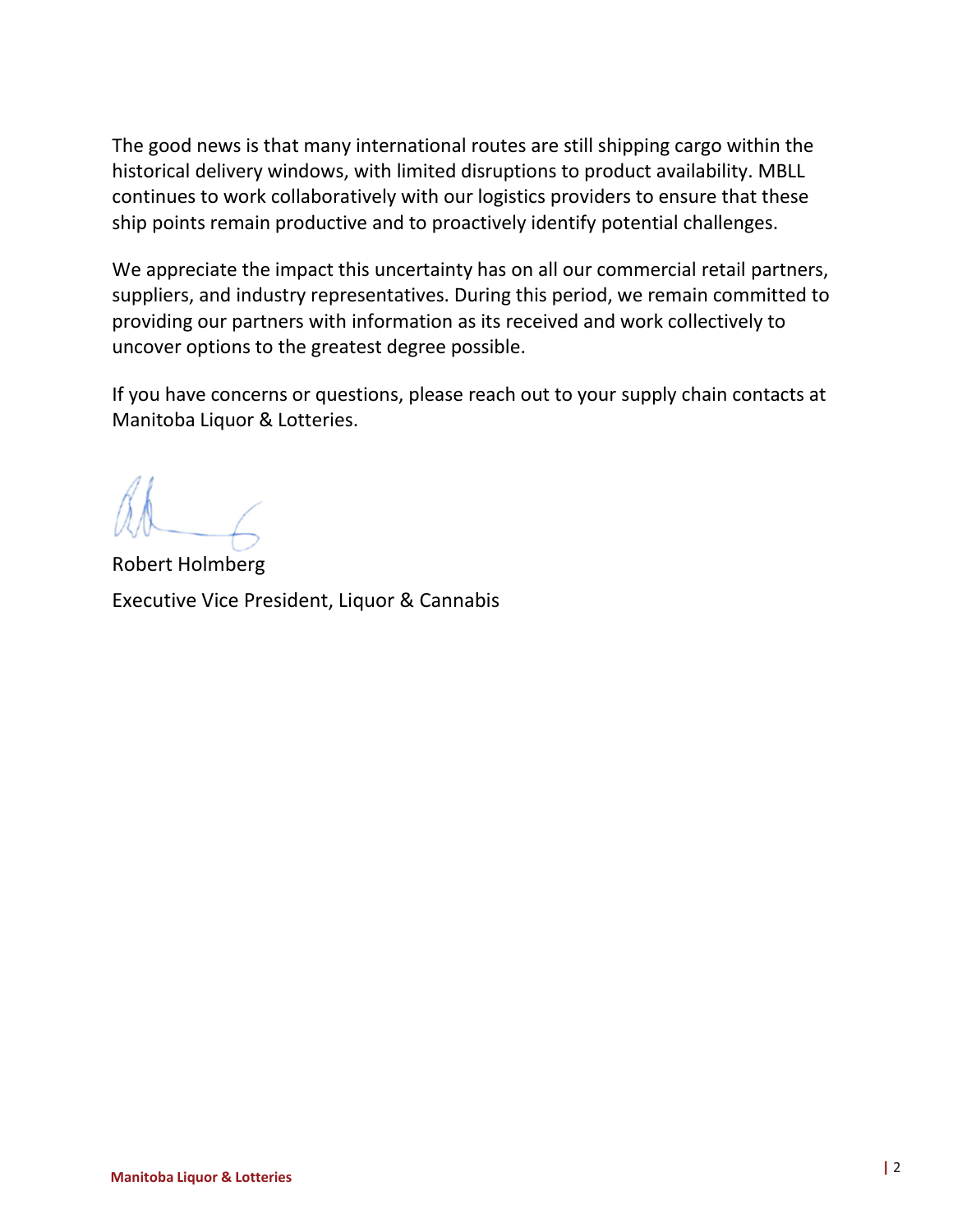The good news is that many international routes are still shipping cargo within the historical delivery windows, with limited disruptions to product availability. MBLL continues to work collaboratively with our logistics providers to ensure that these ship points remain productive and to proactively identify potential challenges.

We appreciate the impact this uncertainty has on all our commercial retail partners, suppliers, and industry representatives. During this period, we remain committed to providing our partners with information as its received and work collectively to uncover options to the greatest degree possible.

If you have concerns or questions, please reach out to your supply chain contacts at Manitoba Liquor & Lotteries.

Robert Holmberg

Executive Vice President, Liquor & Cannabis